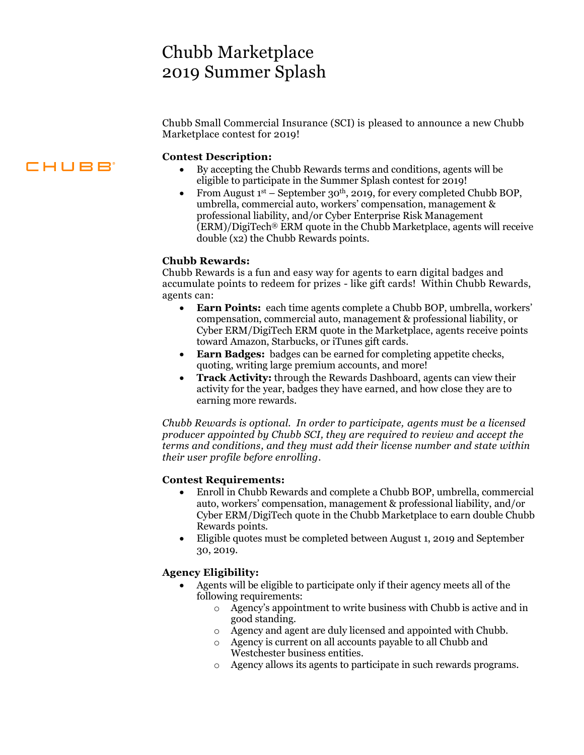# Chubb Marketplace
# 2019 Summer Splash

CHUBB

Chubb Small Commercial Insurance (SCI) is pleased to announce a new Chubb Marketplace contest for 2019!

**Contest Description:**

- By accepting the Chubb Rewards terms and conditions, agents will be eligible to participate in the Summer Splash contest for 2019!
- From August 1st – September 30th, 2019, for every completed Chubb BOP, umbrella, commercial auto, workers' compensation, management & professional liability, and/or Cyber Enterprise Risk Management (ERM)/DigiTech® ERM quote in the Chubb Marketplace, agents will receive double (x2) the Chubb Rewards points.

**Chubb Rewards:**

Chubb Rewards is a fun and easy way for agents to earn digital badges and accumulate points to redeem for prizes - like gift cards! Within Chubb Rewards, agents can:

- **Earn Points:** each time agents complete a Chubb BOP, umbrella, workers' compensation, commercial auto, management & professional liability, or Cyber ERM/DigiTech ERM quote in the Marketplace, agents receive points toward Amazon, Starbucks, or iTunes gift cards.
- **Earn Badges:** badges can be earned for completing appetite checks, quoting, writing large premium accounts, and more!
- **Track Activity:** through the Rewards Dashboard, agents can view their activity for the year, badges they have earned, and how close they are to earning more rewards.

*Chubb Rewards is optional. In order to participate, agents must be a licensed producer appointed by Chubb SCI, they are required to review and accept the terms and conditions, and they must add their license number and state within their user profile before enrolling.*

**Contest Requirements:**

- Enroll in Chubb Rewards and complete a Chubb BOP, umbrella, commercial auto, workers' compensation, management & professional liability, and/or Cyber ERM/DigiTech quote in the Chubb Marketplace to earn double Chubb Rewards points.
- Eligible quotes must be completed between August 1, 2019 and September 30, 2019.

**Agency Eligibility:**

- Agents will be eligible to participate only if their agency meets all of the following requirements:
  - Agency's appointment to write business with Chubb is active and in good standing.
  - Agency and agent are duly licensed and appointed with Chubb.
  - Agency is current on all accounts payable to all Chubb and Westchester business entities.
  - Agency allows its agents to participate in such rewards programs.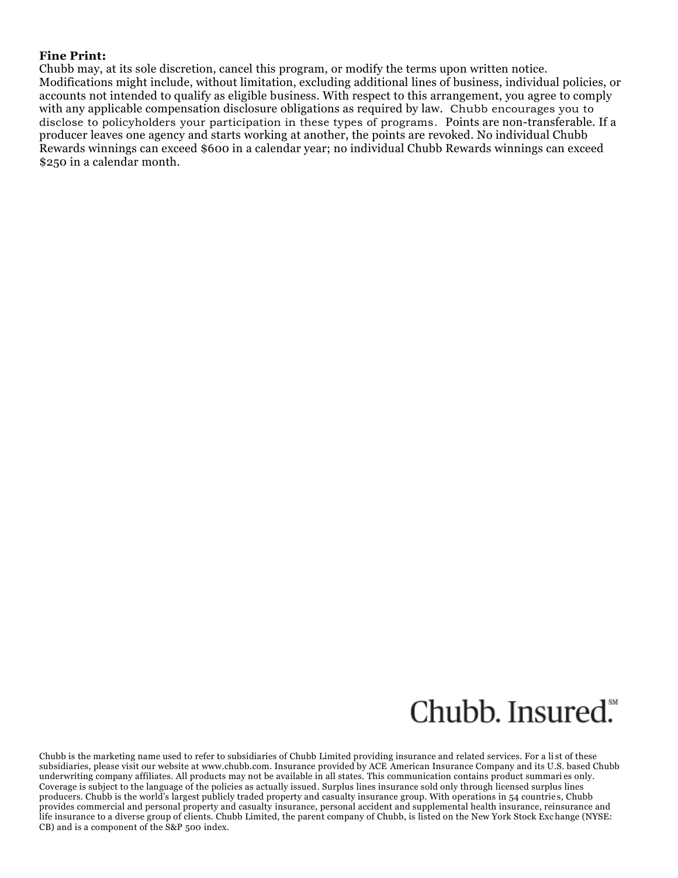**Fine Print:**
Chubb may, at its sole discretion, cancel this program, or modify the terms upon written notice. Modifications might include, without limitation, excluding additional lines of business, individual policies, or accounts not intended to qualify as eligible business. With respect to this arrangement, you agree to comply with any applicable compensation disclosure obligations as required by law. Chubb encourages you to disclose to policyholders your participation in these types of programs. Points are non-transferable. If a producer leaves one agency and starts working at another, the points are revoked. No individual Chubb Rewards winnings can exceed $600 in a calendar year; no individual Chubb Rewards winnings can exceed $250 in a calendar month.

Chubb. Insured.℠

Chubb is the marketing name used to refer to subsidiaries of Chubb Limited providing insurance and related services. For a list of these subsidiaries, please visit our website at www.chubb.com. Insurance provided by ACE American Insurance Company and its U.S. based Chubb underwriting company affiliates. All products may not be available in all states. This communication contains product summaries only. Coverage is subject to the language of the policies as actually issued. Surplus lines insurance sold only through licensed surplus lines producers. Chubb is the world's largest publicly traded property and casualty insurance group. With operations in 54 countries, Chubb provides commercial and personal property and casualty insurance, personal accident and supplemental health insurance, reinsurance and life insurance to a diverse group of clients. Chubb Limited, the parent company of Chubb, is listed on the New York Stock Exchange (NYSE: CB) and is a component of the S&P 500 index.